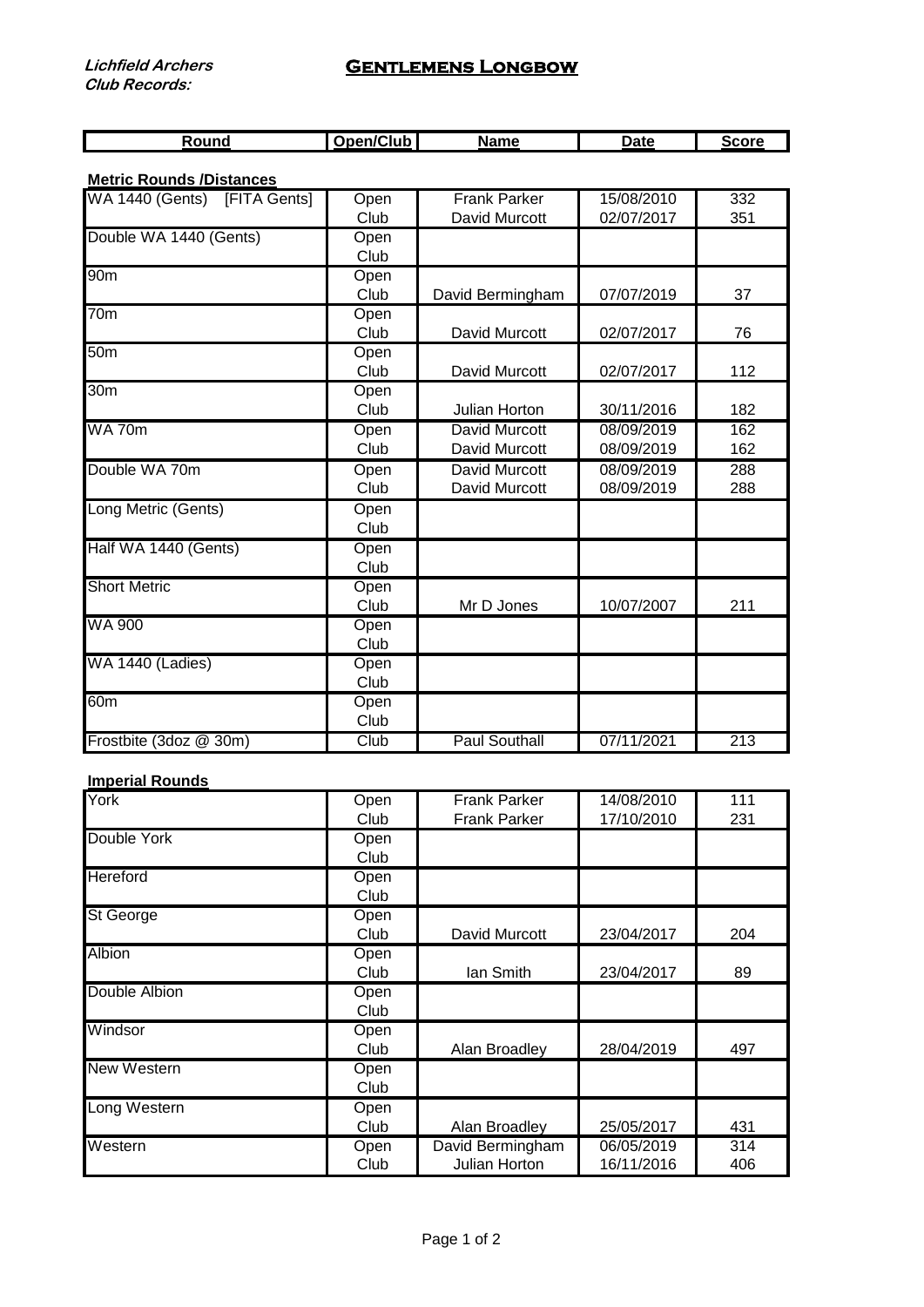*Lichfield Archers*
*Club Records:*

# Gentlemens Longbow

| Round | Open/Club | Name | Date | Score |
|---|---|---|---|---|
| **Metric Rounds /Distances** | | | | |
| WA 1440 (Gents) [FITA Gents] | Open | Frank Parker | 15/08/2010 | 332 |
| | Club | David Murcott | 02/07/2017 | 351 |
| Double WA 1440 (Gents) | Open | | | |
| | Club | | | |
| 90m | Open | | | |
| | Club | David Bermingham | 07/07/2019 | 37 |
| 70m | Open | | | |
| | Club | David Murcott | 02/07/2017 | 76 |
| 50m | Open | | | |
| | Club | David Murcott | 02/07/2017 | 112 |
| 30m | Open | | | |
| | Club | Julian Horton | 30/11/2016 | 182 |
| WA 70m | Open | David Murcott | 08/09/2019 | 162 |
| | Club | David Murcott | 08/09/2019 | 162 |
| Double WA 70m | Open | David Murcott | 08/09/2019 | 288 |
| | Club | David Murcott | 08/09/2019 | 288 |
| Long Metric (Gents) | Open | | | |
| | Club | | | |
| Half WA 1440 (Gents) | Open | | | |
| | Club | | | |
| Short Metric | Open | | | |
| | Club | Mr D Jones | 10/07/2007 | 211 |
| WA 900 | Open | | | |
| | Club | | | |
| WA 1440 (Ladies) | Open | | | |
| | Club | | | |
| 60m | Open | | | |
| | Club | | | |
| Frostbite (3doz @ 30m) | Club | Paul Southall | 07/11/2021 | 213 |
| **Imperial Rounds** | | | | |
| York | Open | Frank Parker | 14/08/2010 | 111 |
| | Club | Frank Parker | 17/10/2010 | 231 |
| Double York | Open | | | |
| | Club | | | |
| Hereford | Open | | | |
| | Club | | | |
| St George | Open | | | |
| | Club | David Murcott | 23/04/2017 | 204 |
| Albion | Open | | | |
| | Club | Ian Smith | 23/04/2017 | 89 |
| Double Albion | Open | | | |
| | Club | | | |
| Windsor | Open | | | |
| | Club | Alan Broadley | 28/04/2019 | 497 |
| New Western | Open | | | |
| | Club | | | |
| Long Western | Open | | | |
| | Club | Alan Broadley | 25/05/2017 | 431 |
| Western | Open | David Bermingham | 06/05/2019 | 314 |
| | Club | Julian Horton | 16/11/2016 | 406 |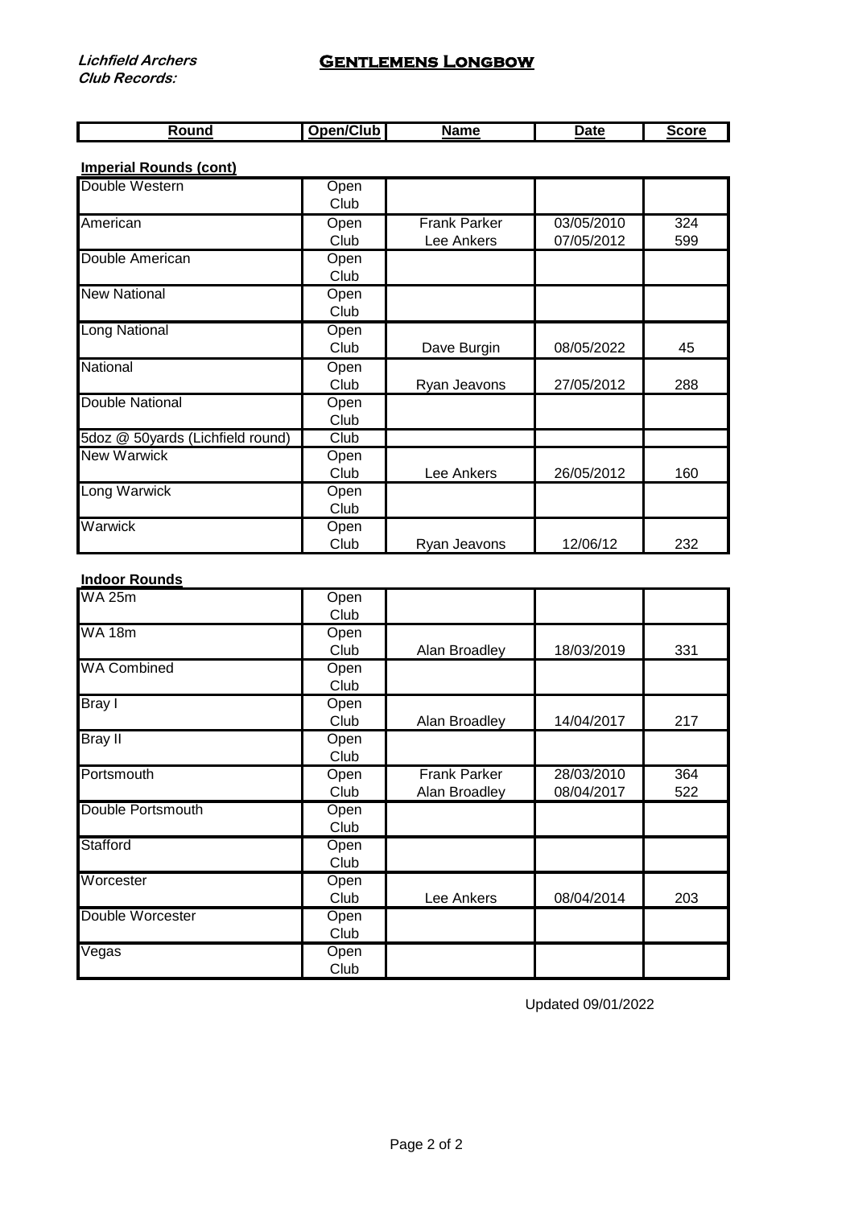***Lichfield Archers***
***Club Records:***

# Gentlemens Longbow

| Round | Open/Club | Name | Date | Score |
|---|---|---|---|---|
| **Imperial Rounds (cont)** | | | | |
| Double Western | Open | | | |
| | Club | | | |
| American | Open | Frank Parker | 03/05/2010 | 324 |
| | Club | Lee Ankers | 07/05/2012 | 599 |
| Double American | Open | | | |
| | Club | | | |
| New National | Open | | | |
| | Club | | | |
| Long National | Open | | | |
| | Club | Dave Burgin | 08/05/2022 | 45 |
| National | Open | | | |
| | Club | Ryan Jeavons | 27/05/2012 | 288 |
| Double National | Open | | | |
| | Club | | | |
| 5doz @ 50yards (Lichfield round) | Club | | | |
| New Warwick | Open | | | |
| | Club | Lee Ankers | 26/05/2012 | 160 |
| Long Warwick | Open | | | |
| | Club | | | |
| Warwick | Open | | | |
| | Club | Ryan Jeavons | 12/06/12 | 232 |
| **Indoor Rounds** | | | | |
| WA 25m | Open | | | |
| | Club | | | |
| WA 18m | Open | | | |
| | Club | Alan Broadley | 18/03/2019 | 331 |
| WA Combined | Open | | | |
| | Club | | | |
| Bray I | Open | | | |
| | Club | Alan Broadley | 14/04/2017 | 217 |
| Bray II | Open | | | |
| | Club | | | |
| Portsmouth | Open | Frank Parker | 28/03/2010 | 364 |
| | Club | Alan Broadley | 08/04/2017 | 522 |
| Double Portsmouth | Open | | | |
| | Club | | | |
| Stafford | Open | | | |
| | Club | | | |
| Worcester | Open | | | |
| | Club | Lee Ankers | 08/04/2014 | 203 |
| Double Worcester | Open | | | |
| | Club | | | |
| Vegas | Open | | | |
| | Club | | | |

Updated 09/01/2022